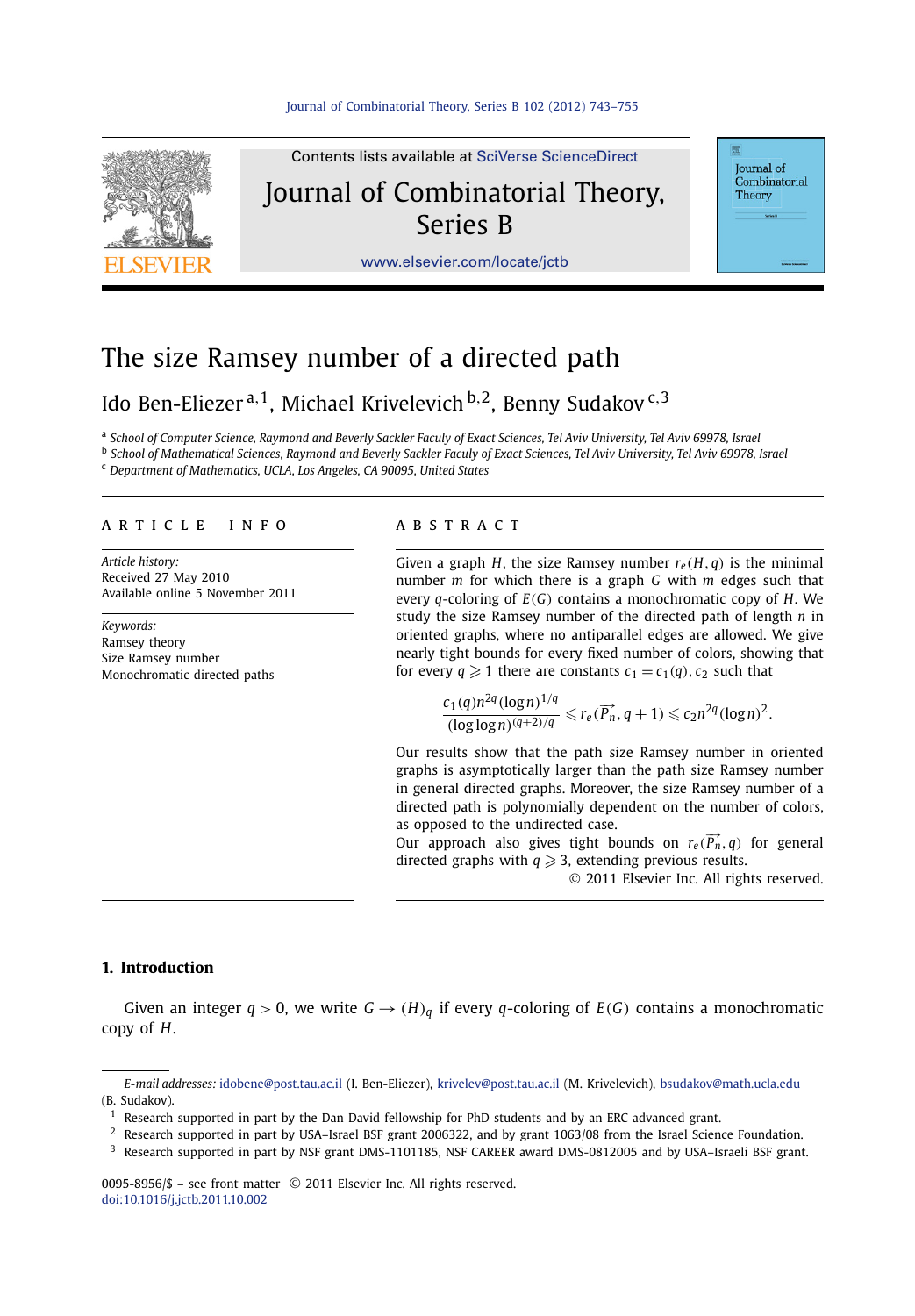# The size Ramsey number of a directed path

Ido Ben-Eliezer [a,1], Michael Krivelevich [b,2], Benny Sudakov [c,3]

[a] School of Computer Science, Raymond and Beverly Sackler Faculy of Exact Sciences, Tel Aviv University, Tel Aviv 69978, Israel
[b] School of Mathematical Sciences, Raymond and Beverly Sackler Faculy of Exact Sciences, Tel Aviv University, Tel Aviv 69978, Israel
[c] Department of Mathematics, UCLA, Los Angeles, CA 90095, United States

## ARTICLE INFO

*Article history:*
Received 27 May 2010
Available online 5 November 2011

*Keywords:*
Ramsey theory
Size Ramsey number
Monochromatic directed paths

## ABSTRACT

Given a graph $H$, the size Ramsey number $r_e(H, q)$ is the minimal number $m$ for which there is a graph $G$ with $m$ edges such that every $q$-coloring of $E(G)$ contains a monochromatic copy of $H$. We study the size Ramsey number of the directed path of length $n$ in oriented graphs, where no antiparallel edges are allowed. We give nearly tight bounds for every fixed number of colors, showing that for every $q \geqslant 1$ there are constants $c_1 = c_1(q), c_2$ such that

$$\frac{c_1(q)n^{2q}(\log n)^{1/q}}{(\log\log n)^{(q+2)/q}} \leqslant r_e(\overrightarrow{P_n}, q+1) \leqslant c_2 n^{2q}(\log n)^2.$$

Our results show that the path size Ramsey number in oriented graphs is asymptotically larger than the path size Ramsey number in general directed graphs. Moreover, the size Ramsey number of a directed path is polynomially dependent on the number of colors, as opposed to the undirected case.

Our approach also gives tight bounds on $r_e(\overrightarrow{P_n}, q)$ for general directed graphs with $q \geqslant 3$, extending previous results.

© 2011 Elsevier Inc. All rights reserved.

## 1. Introduction

Given an integer $q > 0$, we write $G \to (H)_q$ if every $q$-coloring of $E(G)$ contains a monochromatic copy of $H$.

---

*E-mail addresses:* idobene@post.tau.ac.il (I. Ben-Eliezer), krivelev@post.tau.ac.il (M. Krivelevich), bsudakov@math.ucla.edu (B. Sudakov).

[1] Research supported in part by the Dan David fellowship for PhD students and by an ERC advanced grant.
[2] Research supported in part by USA–Israel BSF grant 2006322, and by grant 1063/08 from the Israel Science Foundation.
[3] Research supported in part by NSF grant DMS-1101185, NSF CAREER award DMS-0812005 and by USA–Israeli BSF grant.

0095-8956/$ – see front matter © 2011 Elsevier Inc. All rights reserved.
doi:10.1016/j.jctb.2011.10.002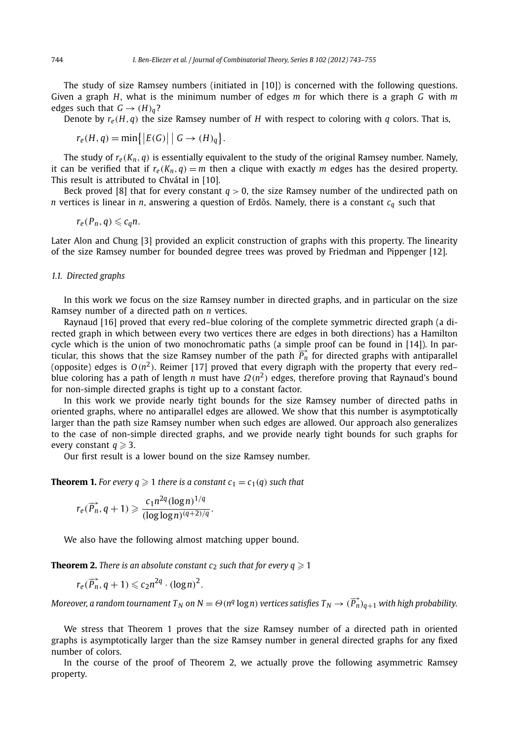The study of size Ramsey numbers (initiated in [10]) is concerned with the following questions. Given a graph $H$, what is the minimum number of edges $m$ for which there is a graph $G$ with $m$ edges such that $G \to (H)_q$?

Denote by $r_e(H, q)$ the size Ramsey number of $H$ with respect to coloring with $q$ colors. That is,

$$r_e(H, q) = \min\{|E(G)| \mid G \to (H)_q\}.$$

The study of $r_e(K_n, q)$ is essentially equivalent to the study of the original Ramsey number. Namely, it can be verified that if $r_e(K_n, q) = m$ then a clique with exactly $m$ edges has the desired property. This result is attributed to Chvátal in [10].

Beck proved [8] that for every constant $q > 0$, the size Ramsey number of the undirected path on $n$ vertices is linear in $n$, answering a question of Erdős. Namely, there is a constant $c_q$ such that

$$r_e(P_n, q) \leqslant c_q n.$$

Later Alon and Chung [3] provided an explicit construction of graphs with this property. The linearity of the size Ramsey number for bounded degree trees was proved by Friedman and Pippenger [12].

### 1.1. Directed graphs

In this work we focus on the size Ramsey number in directed graphs, and in particular on the size Ramsey number of a directed path on $n$ vertices.

Raynaud [16] proved that every red–blue coloring of the complete symmetric directed graph (a directed graph in which between every two vertices there are edges in both directions) has a Hamilton cycle which is the union of two monochromatic paths (a simple proof can be found in [14]). In particular, this shows that the size Ramsey number of the path $\overrightarrow{P_n}$ for directed graphs with antiparallel (opposite) edges is $O(n^2)$. Reimer [17] proved that every digraph with the property that every red–blue coloring has a path of length $n$ must have $\Omega(n^2)$ edges, therefore proving that Raynaud's bound for non-simple directed graphs is tight up to a constant factor.

In this work we provide nearly tight bounds for the size Ramsey number of directed paths in oriented graphs, where no antiparallel edges are allowed. We show that this number is asymptotically larger than the path size Ramsey number when such edges are allowed. Our approach also generalizes to the case of non-simple directed graphs, and we provide nearly tight bounds for such graphs for every constant $q \geqslant 3$.

Our first result is a lower bound on the size Ramsey number.

**Theorem 1.** *For every $q \geqslant 1$ there is a constant $c_1 = c_1(q)$ such that*

$$r_e(\overrightarrow{P_n}, q+1) \geqslant \frac{c_1 n^{2q} (\log n)^{1/q}}{(\log\log n)^{(q+2)/q}}.$$

We also have the following almost matching upper bound.

**Theorem 2.** *There is an absolute constant $c_2$ such that for every $q \geqslant 1$*

$$r_e(\overrightarrow{P_n}, q+1) \leqslant c_2 n^{2q} \cdot (\log n)^2.$$

*Moreover, a random tournament $T_N$ on $N = \Theta(n^q \log n)$ vertices satisfies $T_N \to (\overrightarrow{P_n})_{q+1}$ with high probability.*

We stress that Theorem 1 proves that the size Ramsey number of a directed path in oriented graphs is asymptotically larger than the size Ramsey number in general directed graphs for any fixed number of colors.

In the course of the proof of Theorem 2, we actually prove the following asymmetric Ramsey property.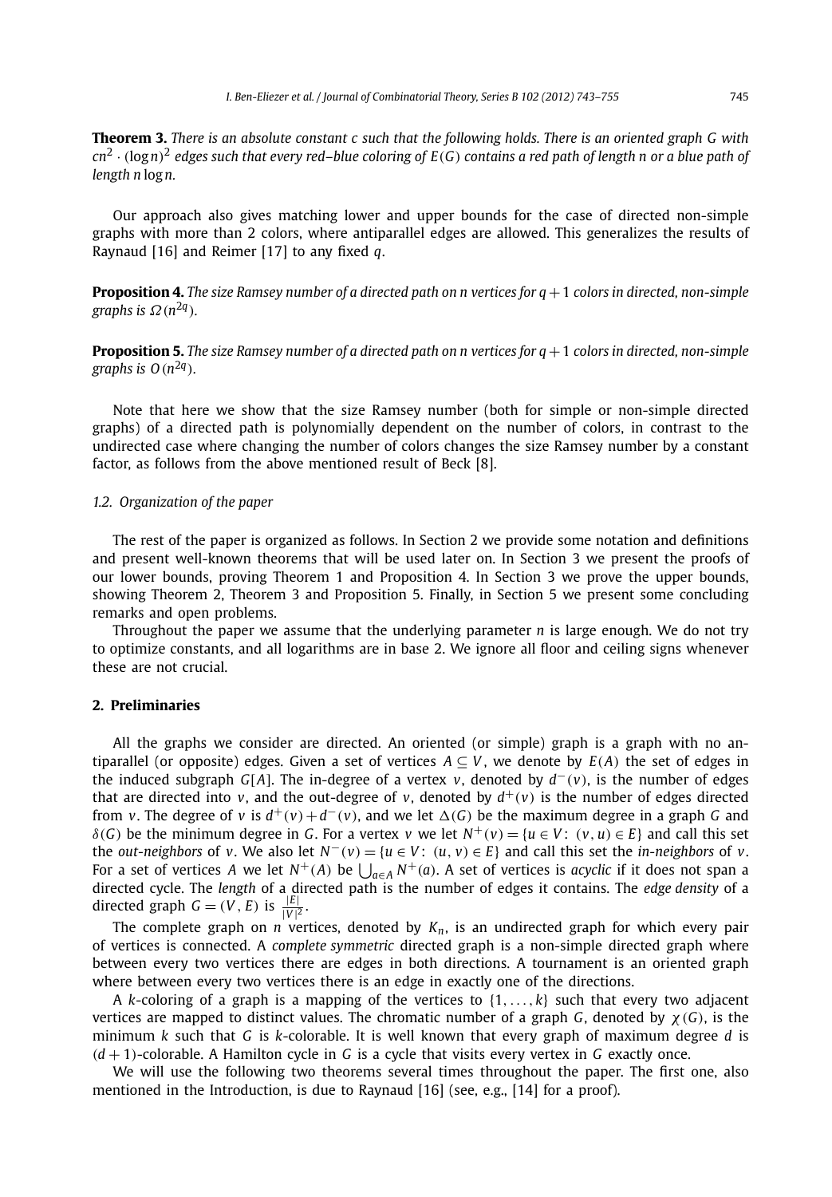**Theorem 3.** *There is an absolute constant $c$ such that the following holds. There is an oriented graph $G$ with $cn^2 \cdot (\log n)^2$ edges such that every red–blue coloring of $E(G)$ contains a red path of length $n$ or a blue path of length $n \log n$.*

Our approach also gives matching lower and upper bounds for the case of directed non-simple graphs with more than 2 colors, where antiparallel edges are allowed. This generalizes the results of Raynaud [16] and Reimer [17] to any fixed $q$.

**Proposition 4.** *The size Ramsey number of a directed path on $n$ vertices for $q+1$ colors in directed, non-simple graphs is $\Omega(n^{2q})$.*

**Proposition 5.** *The size Ramsey number of a directed path on $n$ vertices for $q+1$ colors in directed, non-simple graphs is $O(n^{2q})$.*

Note that here we show that the size Ramsey number (both for simple or non-simple directed graphs) of a directed path is polynomially dependent on the number of colors, in contrast to the undirected case where changing the number of colors changes the size Ramsey number by a constant factor, as follows from the above mentioned result of Beck [8].

### 1.2. Organization of the paper

The rest of the paper is organized as follows. In Section 2 we provide some notation and definitions and present well-known theorems that will be used later on. In Section 3 we present the proofs of our lower bounds, proving Theorem 1 and Proposition 4. In Section 3 we prove the upper bounds, showing Theorem 2, Theorem 3 and Proposition 5. Finally, in Section 5 we present some concluding remarks and open problems.

Throughout the paper we assume that the underlying parameter $n$ is large enough. We do not try to optimize constants, and all logarithms are in base 2. We ignore all floor and ceiling signs whenever these are not crucial.

## 2. Preliminaries

All the graphs we consider are directed. An oriented (or simple) graph is a graph with no antiparallel (or opposite) edges. Given a set of vertices $A \subseteq V$, we denote by $E(A)$ the set of edges in the induced subgraph $G[A]$. The in-degree of a vertex $v$, denoted by $d^-(v)$, is the number of edges that are directed into $v$, and the out-degree of $v$, denoted by $d^+(v)$ is the number of edges directed from $v$. The degree of $v$ is $d^+(v)+d^-(v)$, and we let $\Delta(G)$ be the maximum degree in a graph $G$ and $\delta(G)$ be the minimum degree in $G$. For a vertex $v$ we let $N^+(v) = \{u \in V\colon (v,u) \in E\}$ and call this set the *out-neighbors* of $v$. We also let $N^-(v) = \{u \in V\colon (u,v) \in E\}$ and call this set the *in-neighbors* of $v$. For a set of vertices $A$ we let $N^+(A)$ be $\bigcup_{a \in A} N^+(a)$. A set of vertices is *acyclic* if it does not span a directed cycle. The *length* of a directed path is the number of edges it contains. The *edge density* of a directed graph $G = (V,E)$ is $\frac{|E|}{|V|^2}$.

The complete graph on $n$ vertices, denoted by $K_n$, is an undirected graph for which every pair of vertices is connected. A *complete symmetric* directed graph is a non-simple directed graph where between every two vertices there are edges in both directions. A tournament is an oriented graph where between every two vertices there is an edge in exactly one of the directions.

A $k$-coloring of a graph is a mapping of the vertices to $\{1,\dots,k\}$ such that every two adjacent vertices are mapped to distinct values. The chromatic number of a graph $G$, denoted by $\chi(G)$, is the minimum $k$ such that $G$ is $k$-colorable. It is well known that every graph of maximum degree $d$ is $(d+1)$-colorable. A Hamilton cycle in $G$ is a cycle that visits every vertex in $G$ exactly once.

We will use the following two theorems several times throughout the paper. The first one, also mentioned in the Introduction, is due to Raynaud [16] (see, e.g., [14] for a proof).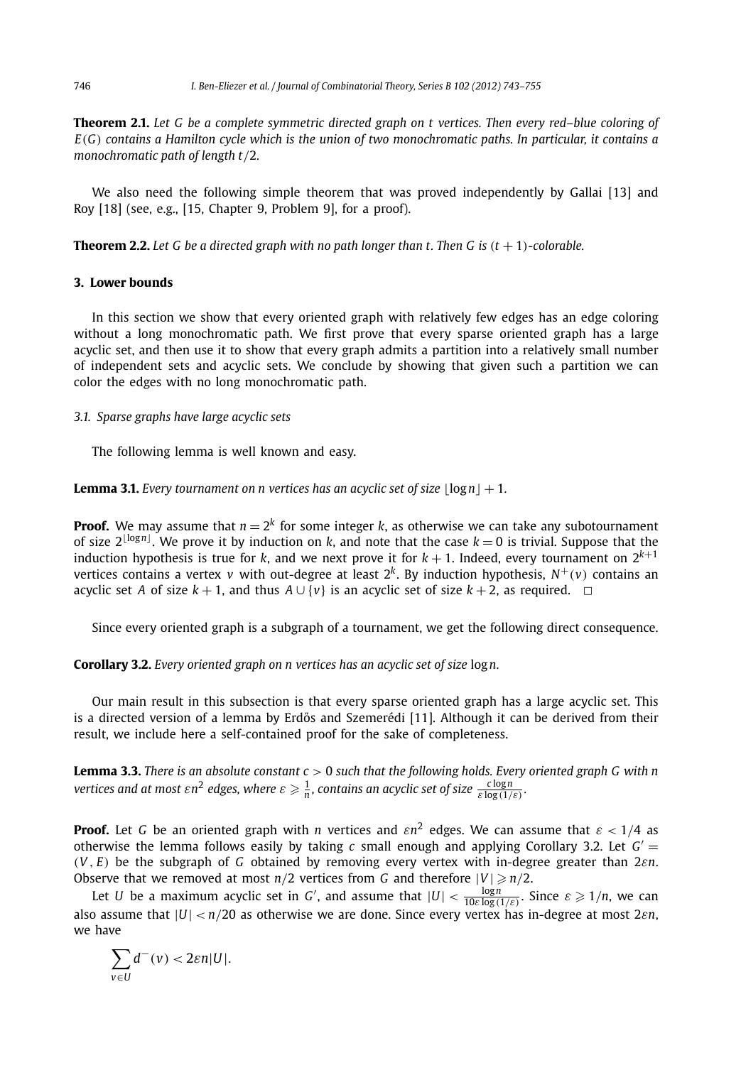**Theorem 2.1.** *Let $G$ be a complete symmetric directed graph on $t$ vertices. Then every red–blue coloring of $E(G)$ contains a Hamilton cycle which is the union of two monochromatic paths. In particular, it contains a monochromatic path of length $t/2$.*

We also need the following simple theorem that was proved independently by Gallai [13] and Roy [18] (see, e.g., [15, Chapter 9, Problem 9], for a proof).

**Theorem 2.2.** *Let $G$ be a directed graph with no path longer than $t$. Then $G$ is $(t+1)$-colorable.*

## 3. Lower bounds

In this section we show that every oriented graph with relatively few edges has an edge coloring without a long monochromatic path. We first prove that every sparse oriented graph has a large acyclic set, and then use it to show that every graph admits a partition into a relatively small number of independent sets and acyclic sets. We conclude by showing that given such a partition we can color the edges with no long monochromatic path.

### 3.1. Sparse graphs have large acyclic sets

The following lemma is well known and easy.

**Lemma 3.1.** *Every tournament on $n$ vertices has an acyclic set of size $\lfloor \log n \rfloor + 1$.*

**Proof.** We may assume that $n = 2^k$ for some integer $k$, as otherwise we can take any subtournament of size $2^{\lfloor \log n \rfloor}$. We prove it by induction on $k$, and note that the case $k = 0$ is trivial. Suppose that the induction hypothesis is true for $k$, and we next prove it for $k+1$. Indeed, every tournament on $2^{k+1}$ vertices contains a vertex $v$ with out-degree at least $2^k$. By induction hypothesis, $N^+(v)$ contains an acyclic set $A$ of size $k+1$, and thus $A \cup \{v\}$ is an acyclic set of size $k+2$, as required. $\square$

Since every oriented graph is a subgraph of a tournament, we get the following direct consequence.

**Corollary 3.2.** *Every oriented graph on $n$ vertices has an acyclic set of size* $\log n$.

Our main result in this subsection is that every sparse oriented graph has a large acyclic set. This is a directed version of a lemma by Erdős and Szemerédi [11]. Although it can be derived from their result, we include here a self-contained proof for the sake of completeness.

**Lemma 3.3.** *There is an absolute constant $c > 0$ such that the following holds. Every oriented graph $G$ with $n$ vertices and at most $\varepsilon n^2$ edges, where $\varepsilon \geqslant \frac{1}{n}$, contains an acyclic set of size $\frac{c \log n}{\varepsilon \log(1/\varepsilon)}$.*

**Proof.** Let $G$ be an oriented graph with $n$ vertices and $\varepsilon n^2$ edges. We can assume that $\varepsilon < 1/4$ as otherwise the lemma follows easily by taking $c$ small enough and applying Corollary 3.2. Let $G' = (V, E)$ be the subgraph of $G$ obtained by removing every vertex with in-degree greater than $2\varepsilon n$. Observe that we removed at most $n/2$ vertices from $G$ and therefore $|V| \geqslant n/2$.

Let $U$ be a maximum acyclic set in $G'$, and assume that $|U| < \frac{\log n}{10\varepsilon \log(1/\varepsilon)}$. Since $\varepsilon \geqslant 1/n$, we can also assume that $|U| < n/20$ as otherwise we are done. Since every vertex has in-degree at most $2\varepsilon n$, we have

$$\sum_{v \in U} d^-(v) < 2\varepsilon n |U|.$$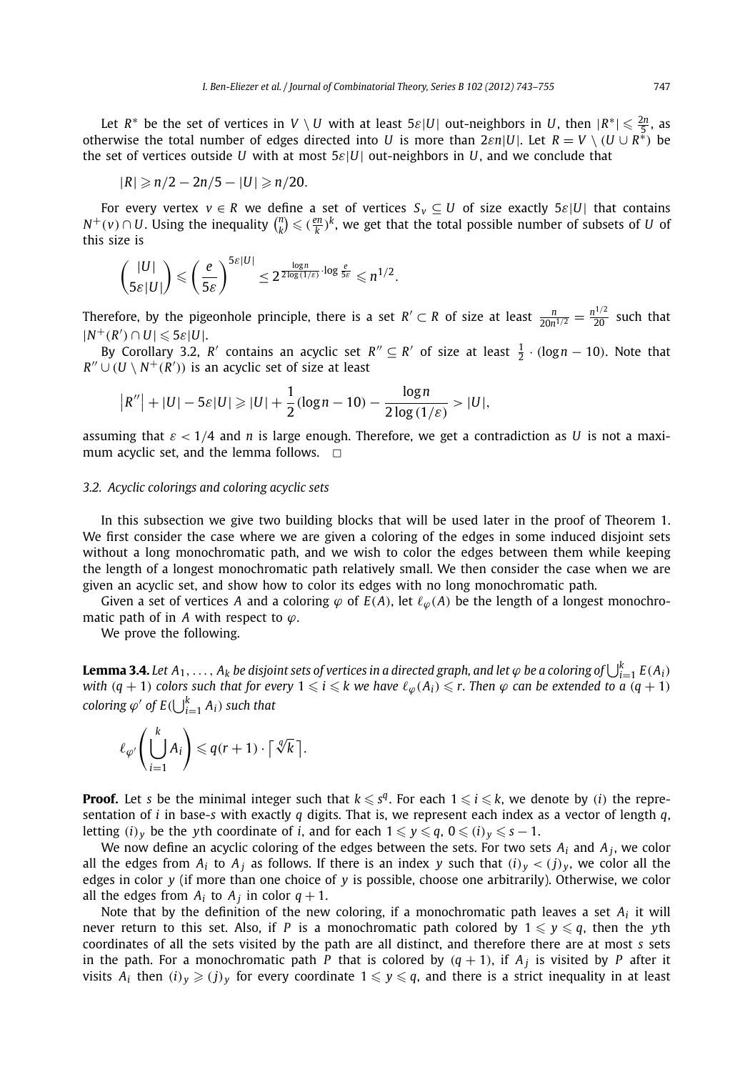Let $R^*$ be the set of vertices in $V \setminus U$ with at least $5\varepsilon|U|$ out-neighbors in $U$, then $|R^*| \leqslant \frac{2n}{5}$, as otherwise the total number of edges directed into $U$ is more than $2\varepsilon n|U|$. Let $R = V \setminus (U \cup R^*)$ be the set of vertices outside $U$ with at most $5\varepsilon|U|$ out-neighbors in $U$, and we conclude that

$$|R| \geqslant n/2 - 2n/5 - |U| \geqslant n/20.$$

For every vertex $v \in R$ we define a set of vertices $S_v \subseteq U$ of size exactly $5\varepsilon|U|$ that contains $N^+(v) \cap U$. Using the inequality $\binom{n}{k} \leqslant (\frac{en}{k})^k$, we get that the total possible number of subsets of $U$ of this size is

$$\binom{|U|}{5\varepsilon|U|} \leqslant \left(\frac{e}{5\varepsilon}\right)^{5\varepsilon|U|} \leq 2^{\frac{\log n}{2\log(1/\varepsilon)} \cdot \log \frac{e}{5\varepsilon}} \leqslant n^{1/2}.$$

Therefore, by the pigeonhole principle, there is a set $R' \subset R$ of size at least $\frac{n}{20n^{1/2}} = \frac{n^{1/2}}{20}$ such that $|N^+(R') \cap U| \leqslant 5\varepsilon|U|$.

By Corollary 3.2, $R'$ contains an acyclic set $R'' \subseteq R'$ of size at least $\frac{1}{2} \cdot (\log n - 10)$. Note that $R'' \cup (U \setminus N^+(R'))$ is an acyclic set of size at least

$$\left|R''\right| + |U| - 5\varepsilon|U| \geqslant |U| + \frac{1}{2}(\log n - 10) - \frac{\log n}{2\log(1/\varepsilon)} > |U|,$$

assuming that $\varepsilon < 1/4$ and $n$ is large enough. Therefore, we get a contradiction as $U$ is not a maximum acyclic set, and the lemma follows. $\square$

### 3.2. Acyclic colorings and coloring acyclic sets

In this subsection we give two building blocks that will be used later in the proof of Theorem 1. We first consider the case where we are given a coloring of the edges in some induced disjoint sets without a long monochromatic path, and we wish to color the edges between them while keeping the length of a longest monochromatic path relatively small. We then consider the case when we are given an acyclic set, and show how to color its edges with no long monochromatic path.

Given a set of vertices $A$ and a coloring $\varphi$ of $E(A)$, let $\ell_\varphi(A)$ be the length of a longest monochromatic path of in $A$ with respect to $\varphi$.

We prove the following.

**Lemma 3.4.** *Let $A_1, \ldots, A_k$ be disjoint sets of vertices in a directed graph, and let $\varphi$ be a coloring of $\bigcup_{i=1}^k E(A_i)$ with $(q+1)$ colors such that for every $1 \leqslant i \leqslant k$ we have $\ell_\varphi(A_i) \leqslant r$. Then $\varphi$ can be extended to a $(q+1)$ coloring $\varphi'$ of $E(\bigcup_{i=1}^k A_i)$ such that*

$$\ell_{\varphi'}\left(\bigcup_{i=1}^k A_i\right) \leqslant q(r+1) \cdot \left\lceil \sqrt[q]{k} \right\rceil.$$

**Proof.** Let $s$ be the minimal integer such that $k \leqslant s^q$. For each $1 \leqslant i \leqslant k$, we denote by $(i)$ the representation of $i$ in base-$s$ with exactly $q$ digits. That is, we represent each index as a vector of length $q$, letting $(i)_y$ be the $y$th coordinate of $i$, and for each $1 \leqslant y \leqslant q$, $0 \leqslant (i)_y \leqslant s-1$.

We now define an acyclic coloring of the edges between the sets. For two sets $A_i$ and $A_j$, we color all the edges from $A_i$ to $A_j$ as follows. If there is an index $y$ such that $(i)_y < (j)_y$, we color all the edges in color $y$ (if more than one choice of $y$ is possible, choose one arbitrarily). Otherwise, we color all the edges from $A_i$ to $A_j$ in color $q+1$.

Note that by the definition of the new coloring, if a monochromatic path leaves a set $A_i$ it will never return to this set. Also, if $P$ is a monochromatic path colored by $1 \leqslant y \leqslant q$, then the $y$th coordinates of all the sets visited by the path are all distinct, and therefore there are at most $s$ sets in the path. For a monochromatic path $P$ that is colored by $(q+1)$, if $A_j$ is visited by $P$ after it visits $A_i$ then $(i)_y \geqslant (j)_y$ for every coordinate $1 \leqslant y \leqslant q$, and there is a strict inequality in at least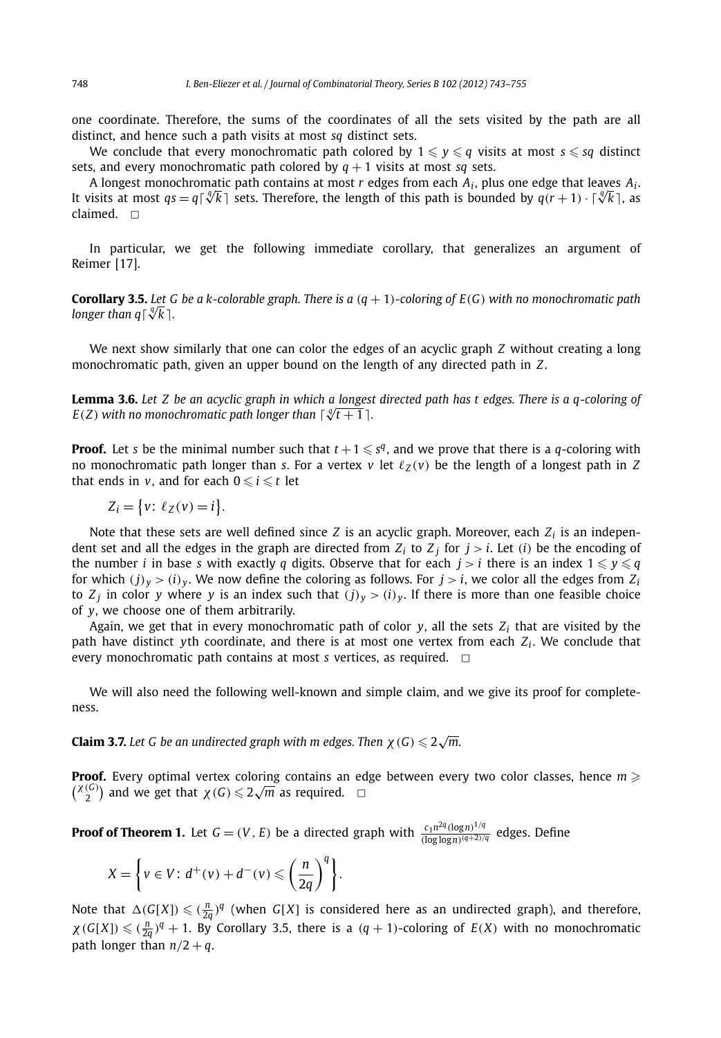one coordinate. Therefore, the sums of the coordinates of all the sets visited by the path are all distinct, and hence such a path visits at most $sq$ distinct sets.

We conclude that every monochromatic path colored by $1 \leqslant y \leqslant q$ visits at most $s \leqslant sq$ distinct sets, and every monochromatic path colored by $q+1$ visits at most $sq$ sets.

A longest monochromatic path contains at most $r$ edges from each $A_i$, plus one edge that leaves $A_i$. It visits at most $qs = q\lceil \sqrt[q]{k} \rceil$ sets. Therefore, the length of this path is bounded by $q(r+1) \cdot \lceil \sqrt[q]{k} \rceil$, as claimed. $\square$

In particular, we get the following immediate corollary, that generalizes an argument of Reimer [17].

**Corollary 3.5.** *Let $G$ be a $k$-colorable graph. There is a $(q+1)$-coloring of $E(G)$ with no monochromatic path longer than $q\lceil \sqrt[q]{k} \rceil$.*

We next show similarly that one can color the edges of an acyclic graph $Z$ without creating a long monochromatic path, given an upper bound on the length of any directed path in $Z$.

**Lemma 3.6.** *Let $Z$ be an acyclic graph in which a longest directed path has $t$ edges. There is a $q$-coloring of $E(Z)$ with no monochromatic path longer than $\lceil \sqrt[q]{t+1} \rceil$.*

**Proof.** Let $s$ be the minimal number such that $t+1 \leqslant s^q$, and we prove that there is a $q$-coloring with no monochromatic path longer than $s$. For a vertex $v$ let $\ell_Z(v)$ be the length of a longest path in $Z$ that ends in $v$, and for each $0 \leqslant i \leqslant t$ let

$$Z_i = \{v:\ \ell_Z(v) = i\}.$$

Note that these sets are well defined since $Z$ is an acyclic graph. Moreover, each $Z_i$ is an independent set and all the edges in the graph are directed from $Z_i$ to $Z_j$ for $j > i$. Let $(i)$ be the encoding of the number $i$ in base $s$ with exactly $q$ digits. Observe that for each $j > i$ there is an index $1 \leqslant y \leqslant q$ for which $(j)_y > (i)_y$. We now define the coloring as follows. For $j > i$, we color all the edges from $Z_i$ to $Z_j$ in color $y$ where $y$ is an index such that $(j)_y > (i)_y$. If there is more than one feasible choice of $y$, we choose one of them arbitrarily.

Again, we get that in every monochromatic path of color $y$, all the sets $Z_i$ that are visited by the path have distinct $y$th coordinate, and there is at most one vertex from each $Z_i$. We conclude that every monochromatic path contains at most $s$ vertices, as required. $\square$

We will also need the following well-known and simple claim, and we give its proof for completeness.

**Claim 3.7.** *Let $G$ be an undirected graph with $m$ edges. Then $\chi(G) \leqslant 2\sqrt{m}$.*

**Proof.** Every optimal vertex coloring contains an edge between every two color classes, hence $m \geqslant \binom{\chi(G)}{2}$ and we get that $\chi(G) \leqslant 2\sqrt{m}$ as required. $\square$

**Proof of Theorem 1.** Let $G = (V, E)$ be a directed graph with $\frac{c_1 n^{2q} (\log n)^{1/q}}{(\log\log n)^{(q+2)/q}}$ edges. Define

$$X = \left\{ v \in V:\ d^+(v) + d^-(v) \leqslant \left(\frac{n}{2q}\right)^q \right\}.$$

Note that $\Delta(G[X]) \leqslant (\frac{n}{2q})^q$ (when $G[X]$ is considered here as an undirected graph), and therefore, $\chi(G[X]) \leqslant (\frac{n}{2q})^q + 1$. By Corollary 3.5, there is a $(q+1)$-coloring of $E(X)$ with no monochromatic path longer than $n/2 + q$.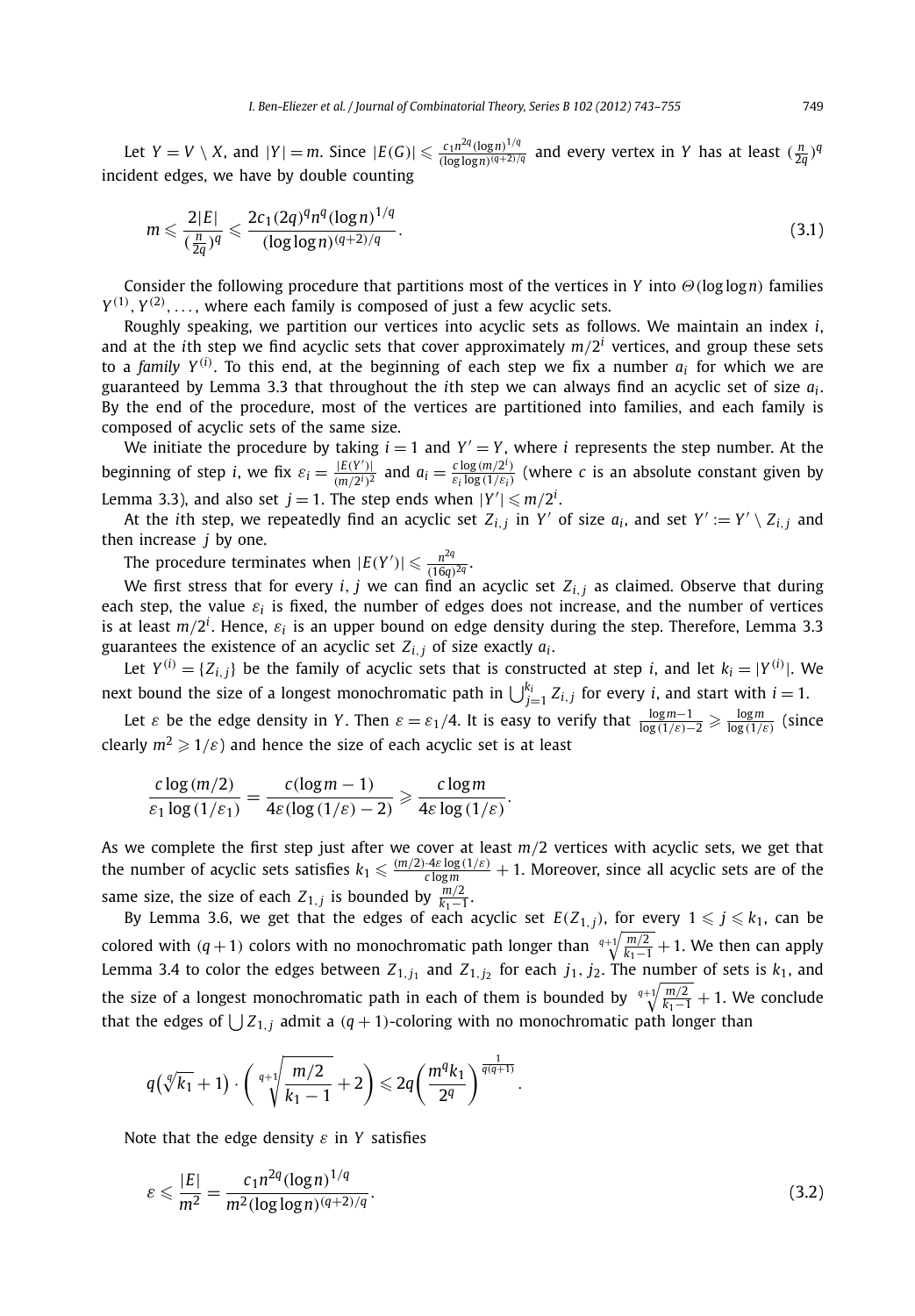Let $Y = V \setminus X$, and $|Y| = m$. Since $|E(G)| \leqslant \frac{c_1 n^{2q} (\log n)^{1/q}}{(\log\log n)^{(q+2)/q}}$ and every vertex in $Y$ has at least $(\frac{n}{2q})^q$ incident edges, we have by double counting

$$m \leqslant \frac{2|E|}{(\frac{n}{2q})^q} \leqslant \frac{2c_1(2q)^q n^q (\log n)^{1/q}}{(\log\log n)^{(q+2)/q}}. \tag{3.1}$$

Consider the following procedure that partitions most of the vertices in $Y$ into $\Theta(\log\log n)$ families $Y^{(1)}, Y^{(2)}, \ldots,$ where each family is composed of just a few acyclic sets.

Roughly speaking, we partition our vertices into acyclic sets as follows. We maintain an index $i$, and at the $i$th step we find acyclic sets that cover approximately $m/2^i$ vertices, and group these sets to a *family* $Y^{(i)}$. To this end, at the beginning of each step we fix a number $a_i$ for which we are guaranteed by Lemma 3.3 that throughout the $i$th step we can always find an acyclic set of size $a_i$. By the end of the procedure, most of the vertices are partitioned into families, and each family is composed of acyclic sets of the same size.

We initiate the procedure by taking $i = 1$ and $Y' = Y$, where $i$ represents the step number. At the beginning of step $i$, we fix $\varepsilon_i = \frac{|E(Y')|}{(m/2^i)^2}$ and $a_i = \frac{c\log(m/2^i)}{\varepsilon_i \log(1/\varepsilon_i)}$ (where $c$ is an absolute constant given by Lemma 3.3), and also set $j = 1$. The step ends when $|Y'| \leqslant m/2^i$.

At the $i$th step, we repeatedly find an acyclic set $Z_{i,j}$ in $Y'$ of size $a_i$, and set $Y' := Y' \setminus Z_{i,j}$ and then increase $j$ by one.

The procedure terminates when $|E(Y')| \leqslant \frac{n^{2q}}{(16q)^{2q}}$.

We first stress that for every $i, j$ we can find an acyclic set $Z_{i,j}$ as claimed. Observe that during each step, the value $\varepsilon_i$ is fixed, the number of edges does not increase, and the number of vertices is at least $m/2^i$. Hence, $\varepsilon_i$ is an upper bound on edge density during the step. Therefore, Lemma 3.3 guarantees the existence of an acyclic set $Z_{i,j}$ of size exactly $a_i$.

Let $Y^{(i)} = \{Z_{i,j}\}$ be the family of acyclic sets that is constructed at step $i$, and let $k_i = |Y^{(i)}|$. We next bound the size of a longest monochromatic path in $\bigcup_{j=1}^{k_i} Z_{i,j}$ for every $i$, and start with $i = 1$.

Let $\varepsilon$ be the edge density in $Y$. Then $\varepsilon = \varepsilon_1/4$. It is easy to verify that $\frac{\log m - 1}{\log(1/\varepsilon) - 2} \geqslant \frac{\log m}{\log(1/\varepsilon)}$ (since clearly $m^2 \geqslant 1/\varepsilon$) and hence the size of each acyclic set is at least

$$\frac{c\log(m/2)}{\varepsilon_1 \log(1/\varepsilon_1)} = \frac{c(\log m - 1)}{4\varepsilon(\log(1/\varepsilon) - 2)} \geqslant \frac{c\log m}{4\varepsilon\log(1/\varepsilon)}.$$

As we complete the first step just after we cover at least $m/2$ vertices with acyclic sets, we get that the number of acyclic sets satisfies $k_1 \leqslant \frac{(m/2)\cdot 4\varepsilon\log(1/\varepsilon)}{c\log m} + 1$. Moreover, since all acyclic sets are of the same size, the size of each $Z_{1,j}$ is bounded by $\frac{m/2}{k_1 - 1}$.

By Lemma 3.6, we get that the edges of each acyclic set $E(Z_{1,j})$, for every $1 \leqslant j \leqslant k_1$, can be colored with $(q+1)$ colors with no monochromatic path longer than $\sqrt[q+1]{\frac{m/2}{k_1-1}} + 1$. We then can apply Lemma 3.4 to color the edges between $Z_{1,j_1}$ and $Z_{1,j_2}$ for each $j_1, j_2$. The number of sets is $k_1$, and the size of a longest monochromatic path in each of them is bounded by $\sqrt[q+1]{\frac{m/2}{k_1-1}} + 1$. We conclude that the edges of $\bigcup Z_{1,j}$ admit a $(q+1)$-coloring with no monochromatic path longer than

$$q\left(\sqrt[q]{k_1} + 1\right) \cdot \left(\sqrt[q+1]{\frac{m/2}{k_1 - 1}} + 2\right) \leqslant 2q\left(\frac{m^q k_1}{2^q}\right)^{\frac{1}{q(q+1)}}.$$

Note that the edge density $\varepsilon$ in $Y$ satisfies

$$\varepsilon \leqslant \frac{|E|}{m^2} = \frac{c_1 n^{2q}(\log n)^{1/q}}{m^2(\log\log n)^{(q+2)/q}}. \tag{3.2}$$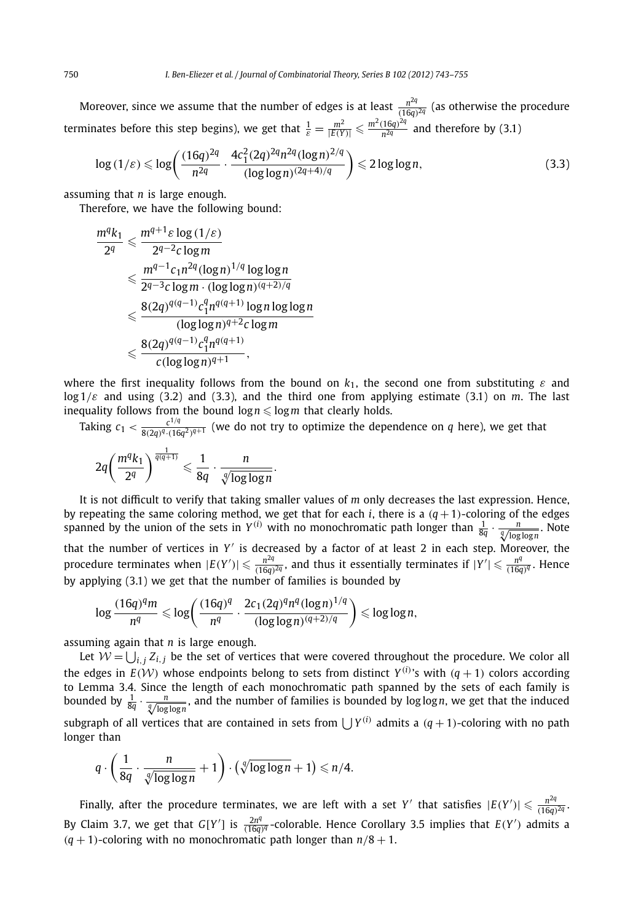Moreover, since we assume that the number of edges is at least $\frac{n^{2q}}{(16q)^{2q}}$ (as otherwise the procedure terminates before this step begins), we get that $\frac{1}{\varepsilon} = \frac{m^2}{|E(Y)|} \leqslant \frac{m^2(16q)^{2q}}{n^{2q}}$ and therefore by (3.1)

$$\log(1/\varepsilon) \leqslant \log\left(\frac{(16q)^{2q}}{n^{2q}} \cdot \frac{4c_1^2(2q)^{2q}n^{2q}(\log n)^{2/q}}{(\log\log n)^{(2q+4)/q}}\right) \leqslant 2\log\log n, \tag{3.3}$$

assuming that $n$ is large enough.

Therefore, we have the following bound:

$$\begin{aligned}
\frac{m^q k_1}{2^q} &\leqslant \frac{m^{q+1}\varepsilon\log(1/\varepsilon)}{2^{q-2}c\log m} \\
&\leqslant \frac{m^{q-1}c_1 n^{2q}(\log n)^{1/q}\log\log n}{2^{q-3}c\log m \cdot (\log\log n)^{(q+2)/q}} \\
&\leqslant \frac{8(2q)^{q(q-1)}c_1^q n^{q(q+1)}\log n\log\log n}{(\log\log n)^{q+2}c\log m} \\
&\leqslant \frac{8(2q)^{q(q-1)}c_1^q n^{q(q+1)}}{c(\log\log n)^{q+1}},
\end{aligned}$$

where the first inequality follows from the bound on $k_1$, the second one from substituting $\varepsilon$ and $\log 1/\varepsilon$ and using (3.2) and (3.3), and the third one from applying estimate (3.1) on $m$. The last inequality follows from the bound $\log n \leqslant \log m$ that clearly holds.

Taking $c_1 < \frac{c^{1/q}}{8(2q)^q\cdot(16q^2)^{q+1}}$ (we do not try to optimize the dependence on $q$ here), we get that

$$2q\left(\frac{m^q k_1}{2^q}\right)^{\frac{1}{q(q+1)}} \leqslant \frac{1}{8q}\cdot\frac{n}{\sqrt[q]{\log\log n}}.$$

It is not difficult to verify that taking smaller values of $m$ only decreases the last expression. Hence, by repeating the same coloring method, we get that for each $i$, there is a $(q+1)$-coloring of the edges spanned by the union of the sets in $Y^{(i)}$ with no monochromatic path longer than $\frac{1}{8q}\cdot\frac{n}{\sqrt[q]{\log\log n}}$. Note that the number of vertices in $Y'$ is decreased by a factor of at least 2 in each step. Moreover, the procedure terminates when $|E(Y')| \leqslant \frac{n^{2q}}{(16q)^{2q}}$, and thus it essentially terminates if $|Y'| \leqslant \frac{n^q}{(16q)^q}$. Hence by applying (3.1) we get that the number of families is bounded by

$$\log\frac{(16q)^q m}{n^q} \leqslant \log\left(\frac{(16q)^q}{n^q}\cdot\frac{2c_1(2q)^q n^q(\log n)^{1/q}}{(\log\log n)^{(q+2)/q}}\right) \leqslant \log\log n,$$

assuming again that $n$ is large enough.

Let $\mathcal{W} = \bigcup_{i,j} Z_{i,j}$ be the set of vertices that were covered throughout the procedure. We color all the edges in $E(\mathcal{W})$ whose endpoints belong to sets from distinct $Y^{(i)}$'s with $(q+1)$ colors according to Lemma 3.4. Since the length of each monochromatic path spanned by the sets of each family is bounded by $\frac{1}{8q}\cdot\frac{n}{\sqrt[q]{\log\log n}}$, and the number of families is bounded by $\log\log n$, we get that the induced subgraph of all vertices that are contained in sets from $\bigcup Y^{(i)}$ admits a $(q+1)$-coloring with no path longer than

$$q\cdot\left(\frac{1}{8q}\cdot\frac{n}{\sqrt[q]{\log\log n}}+1\right)\cdot\left(\sqrt[q]{\log\log n}+1\right) \leqslant n/4.$$

Finally, after the procedure terminates, we are left with a set $Y'$ that satisfies $|E(Y')| \leqslant \frac{n^{2q}}{(16q)^{2q}}$. By Claim 3.7, we get that $G[Y']$ is $\frac{2n^q}{(16q)^q}$-colorable. Hence Corollary 3.5 implies that $E(Y')$ admits a $(q+1)$-coloring with no monochromatic path longer than $n/8+1$.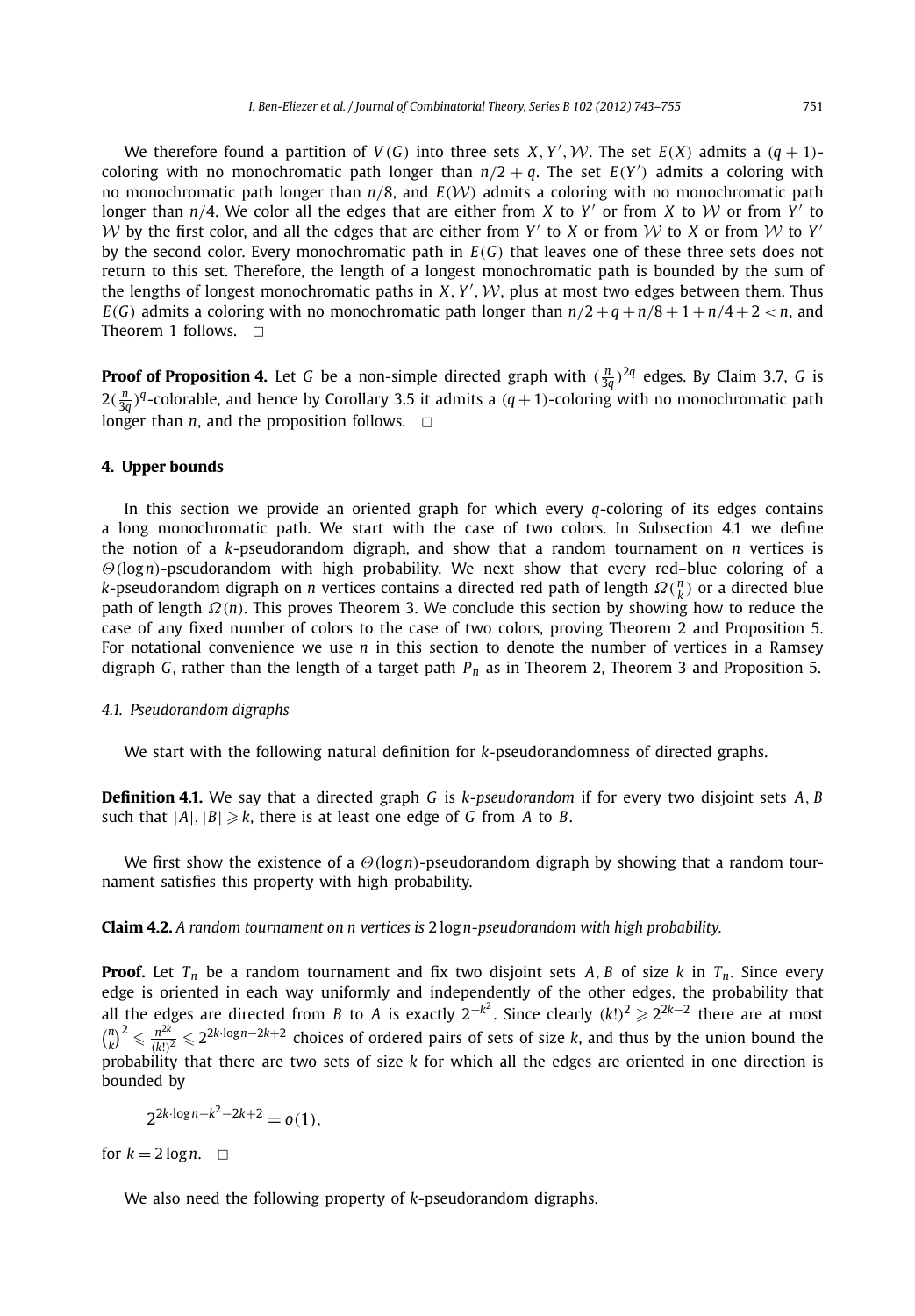We therefore found a partition of $V(G)$ into three sets $X, Y', \mathcal{W}$. The set $E(X)$ admits a $(q+1)$-coloring with no monochromatic path longer than $n/2+q$. The set $E(Y')$ admits a coloring with no monochromatic path longer than $n/8$, and $E(\mathcal{W})$ admits a coloring with no monochromatic path longer than $n/4$. We color all the edges that are either from $X$ to $Y'$ or from $X$ to $\mathcal{W}$ or from $Y'$ to $\mathcal{W}$ by the first color, and all the edges that are either from $Y'$ to $X$ or from $\mathcal{W}$ to $X$ or from $\mathcal{W}$ to $Y'$ by the second color. Every monochromatic path in $E(G)$ that leaves one of these three sets does not return to this set. Therefore, the length of a longest monochromatic path is bounded by the sum of the lengths of longest monochromatic paths in $X, Y', \mathcal{W}$, plus at most two edges between them. Thus $E(G)$ admits a coloring with no monochromatic path longer than $n/2+q+n/8+1+n/4+2<n$, and Theorem 1 follows. $\square$

**Proof of Proposition 4.** Let $G$ be a non-simple directed graph with $(\frac{n}{3q})^{2q}$ edges. By Claim 3.7, $G$ is $2(\frac{n}{3q})^q$-colorable, and hence by Corollary 3.5 it admits a $(q+1)$-coloring with no monochromatic path longer than $n$, and the proposition follows. $\square$

## 4. Upper bounds

In this section we provide an oriented graph for which every $q$-coloring of its edges contains a long monochromatic path. We start with the case of two colors. In Subsection 4.1 we define the notion of a $k$-pseudorandom digraph, and show that a random tournament on $n$ vertices is $\Theta(\log n)$-pseudorandom with high probability. We next show that every red–blue coloring of a $k$-pseudorandom digraph on $n$ vertices contains a directed red path of length $\Omega(\frac{n}{k})$ or a directed blue path of length $\Omega(n)$. This proves Theorem 3. We conclude this section by showing how to reduce the case of any fixed number of colors to the case of two colors, proving Theorem 2 and Proposition 5. For notational convenience we use $n$ in this section to denote the number of vertices in a Ramsey digraph $G$, rather than the length of a target path $P_n$ as in Theorem 2, Theorem 3 and Proposition 5.

### 4.1. Pseudorandom digraphs

We start with the following natural definition for $k$-pseudorandomness of directed graphs.

**Definition 4.1.** We say that a directed graph $G$ is *$k$-pseudorandom* if for every two disjoint sets $A, B$ such that $|A|, |B| \geqslant k$, there is at least one edge of $G$ from $A$ to $B$.

We first show the existence of a $\Theta(\log n)$-pseudorandom digraph by showing that a random tournament satisfies this property with high probability.

**Claim 4.2.** *A random tournament on $n$ vertices is $2\log n$-pseudorandom with high probability.*

**Proof.** Let $T_n$ be a random tournament and fix two disjoint sets $A, B$ of size $k$ in $T_n$. Since every edge is oriented in each way uniformly and independently of the other edges, the probability that all the edges are directed from $B$ to $A$ is exactly $2^{-k^2}$. Since clearly $(k!)^2 \geqslant 2^{2k-2}$ there are at most $\binom{n}{k}^2 \leqslant \frac{n^{2k}}{(k!)^2} \leqslant 2^{2k\cdot\log n-2k+2}$ choices of ordered pairs of sets of size $k$, and thus by the union bound the probability that there are two sets of size $k$ for which all the edges are oriented in one direction is bounded by

$$2^{2k\cdot\log n-k^2-2k+2}=o(1),$$

for $k=2\log n$. $\square$

We also need the following property of $k$-pseudorandom digraphs.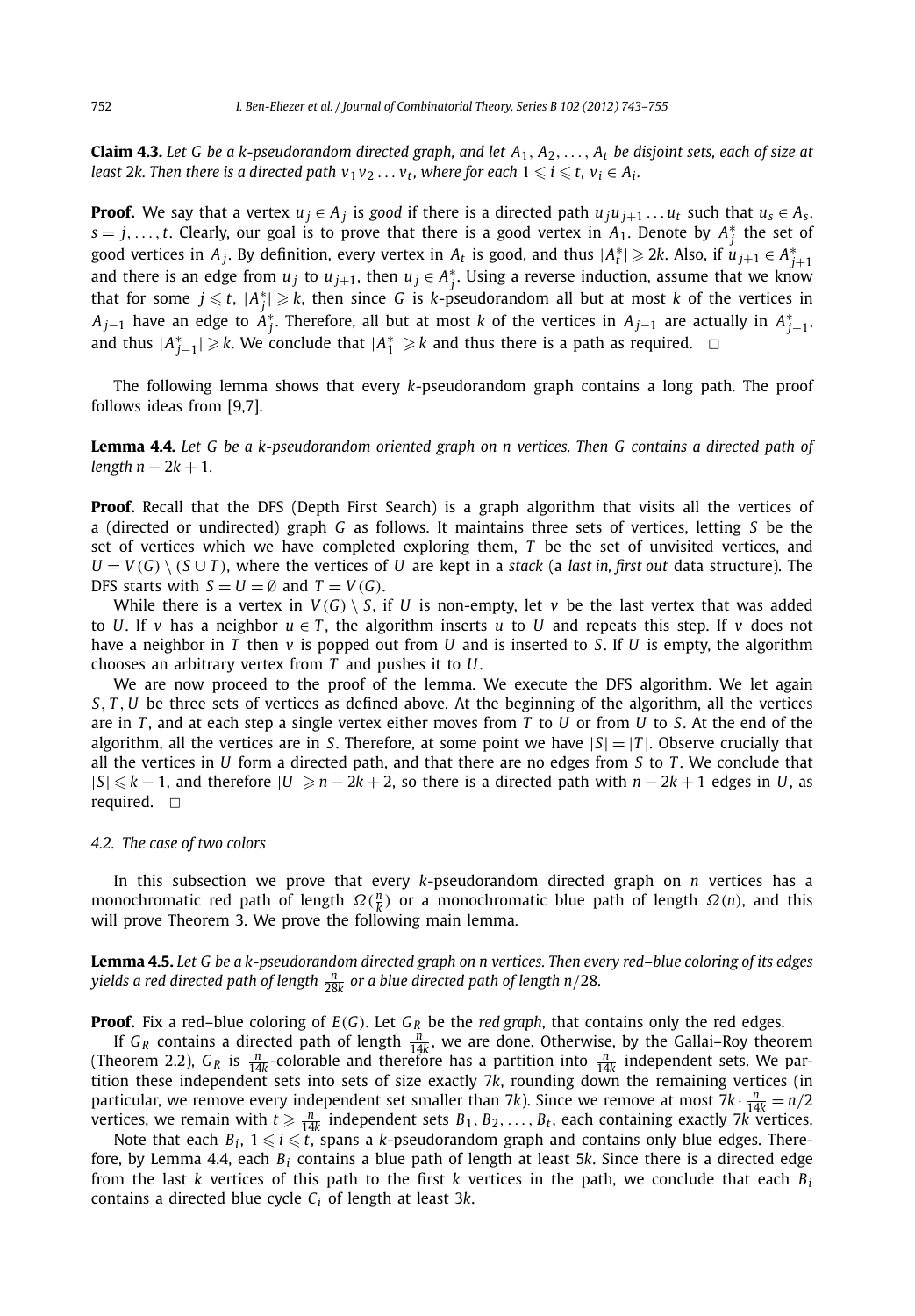**Claim 4.3.** *Let $G$ be a $k$-pseudorandom directed graph, and let $A_1, A_2, \dots, A_t$ be disjoint sets, each of size at least $2k$. Then there is a directed path $v_1 v_2 \dots v_t$, where for each $1 \leqslant i \leqslant t$, $v_i \in A_i$.*

**Proof.** We say that a vertex $u_j \in A_j$ is *good* if there is a directed path $u_j u_{j+1} \dots u_t$ such that $u_s \in A_s$, $s = j, \dots, t$. Clearly, our goal is to prove that there is a good vertex in $A_1$. Denote by $A_j^*$ the set of good vertices in $A_j$. By definition, every vertex in $A_t$ is good, and thus $|A_t^*| \geqslant 2k$. Also, if $u_{j+1} \in A_{j+1}^*$ and there is an edge from $u_j$ to $u_{j+1}$, then $u_j \in A_j^*$. Using a reverse induction, assume that we know that for some $j \leqslant t$, $|A_j^*| \geqslant k$, then since $G$ is $k$-pseudorandom all but at most $k$ of the vertices in $A_{j-1}$ have an edge to $A_j^*$. Therefore, all but at most $k$ of the vertices in $A_{j-1}$ are actually in $A_{j-1}^*$, and thus $|A_{j-1}^*| \geqslant k$. We conclude that $|A_1^*| \geqslant k$ and thus there is a path as required. $\square$

The following lemma shows that every $k$-pseudorandom graph contains a long path. The proof follows ideas from [9,7].

**Lemma 4.4.** *Let $G$ be a $k$-pseudorandom oriented graph on $n$ vertices. Then $G$ contains a directed path of length $n - 2k + 1$.*

**Proof.** Recall that the DFS (Depth First Search) is a graph algorithm that visits all the vertices of a (directed or undirected) graph $G$ as follows. It maintains three sets of vertices, letting $S$ be the set of vertices which we have completed exploring them, $T$ be the set of unvisited vertices, and $U = V(G) \setminus (S \cup T)$, where the vertices of $U$ are kept in a *stack* (a *last in, first out* data structure). The DFS starts with $S = U = \emptyset$ and $T = V(G)$.

While there is a vertex in $V(G) \setminus S$, if $U$ is non-empty, let $v$ be the last vertex that was added to $U$. If $v$ has a neighbor $u \in T$, the algorithm inserts $u$ to $U$ and repeats this step. If $v$ does not have a neighbor in $T$ then $v$ is popped out from $U$ and is inserted to $S$. If $U$ is empty, the algorithm chooses an arbitrary vertex from $T$ and pushes it to $U$.

We are now proceed to the proof of the lemma. We execute the DFS algorithm. We let again $S, T, U$ be three sets of vertices as defined above. At the beginning of the algorithm, all the vertices are in $T$, and at each step a single vertex either moves from $T$ to $U$ or from $U$ to $S$. At the end of the algorithm, all the vertices are in $S$. Therefore, at some point we have $|S| = |T|$. Observe crucially that all the vertices in $U$ form a directed path, and that there are no edges from $S$ to $T$. We conclude that $|S| \leqslant k - 1$, and therefore $|U| \geqslant n - 2k + 2$, so there is a directed path with $n - 2k + 1$ edges in $U$, as required. $\square$

### *4.2. The case of two colors*

In this subsection we prove that every $k$-pseudorandom directed graph on $n$ vertices has a monochromatic red path of length $\Omega(\frac{n}{k})$ or a monochromatic blue path of length $\Omega(n)$, and this will prove Theorem 3. We prove the following main lemma.

**Lemma 4.5.** *Let $G$ be a $k$-pseudorandom directed graph on $n$ vertices. Then every red–blue coloring of its edges yields a red directed path of length $\frac{n}{28k}$ or a blue directed path of length $n/28$.*

**Proof.** Fix a red–blue coloring of $E(G)$. Let $G_R$ be the *red graph*, that contains only the red edges.

If $G_R$ contains a directed path of length $\frac{n}{14k}$, we are done. Otherwise, by the Gallai–Roy theorem (Theorem 2.2), $G_R$ is $\frac{n}{14k}$-colorable and therefore has a partition into $\frac{n}{14k}$ independent sets. We partition these independent sets into sets of size exactly $7k$, rounding down the remaining vertices (in particular, we remove every independent set smaller than $7k$). Since we remove at most $7k \cdot \frac{n}{14k} = n/2$ vertices, we remain with $t \geqslant \frac{n}{14k}$ independent sets $B_1, B_2, \dots, B_t$, each containing exactly $7k$ vertices.

Note that each $B_i$, $1 \leqslant i \leqslant t$, spans a $k$-pseudorandom graph and contains only blue edges. Therefore, by Lemma 4.4, each $B_i$ contains a blue path of length at least $5k$. Since there is a directed edge from the last $k$ vertices of this path to the first $k$ vertices in the path, we conclude that each $B_i$ contains a directed blue cycle $C_i$ of length at least $3k$.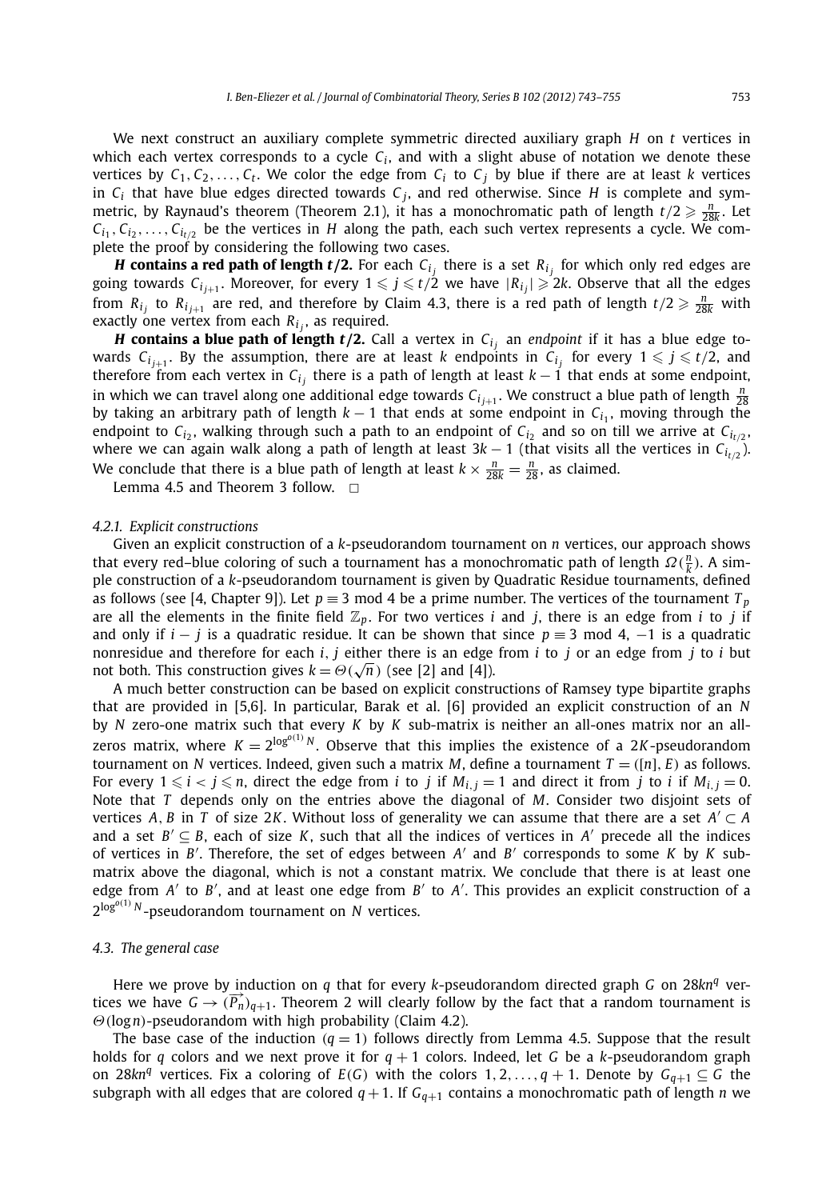We next construct an auxiliary complete symmetric directed auxiliary graph $H$ on $t$ vertices in which each vertex corresponds to a cycle $C_i$, and with a slight abuse of notation we denote these vertices by $C_1, C_2, \ldots, C_t$. We color the edge from $C_i$ to $C_j$ by blue if there are at least $k$ vertices in $C_i$ that have blue edges directed towards $C_j$, and red otherwise. Since $H$ is complete and symmetric, by Raynaud's theorem (Theorem 2.1), it has a monochromatic path of length $t/2 \geqslant \frac{n}{28k}$. Let $C_{i_1}, C_{i_2}, \ldots, C_{i_{t/2}}$ be the vertices in $H$ along the path, each such vertex represents a cycle. We complete the proof by considering the following two cases.

***H* contains a red path of length *t*/2.** For each $C_{i_j}$ there is a set $R_{i_j}$ for which only red edges are going towards $C_{i_{j+1}}$. Moreover, for every $1 \leqslant j \leqslant t/2$ we have $|R_{i_j}| \geqslant 2k$. Observe that all the edges from $R_{i_j}$ to $R_{i_{j+1}}$ are red, and therefore by Claim 4.3, there is a red path of length $t/2 \geqslant \frac{n}{28k}$ with exactly one vertex from each $R_{i_j}$, as required.

***H* contains a blue path of length *t*/2.** Call a vertex in $C_{i_j}$ an *endpoint* if it has a blue edge towards $C_{i_{j+1}}$. By the assumption, there are at least $k$ endpoints in $C_{i_j}$ for every $1 \leqslant j \leqslant t/2$, and therefore from each vertex in $C_{i_j}$ there is a path of length at least $k-1$ that ends at some endpoint, in which we can travel along one additional edge towards $C_{i_{j+1}}$. We construct a blue path of length $\frac{n}{28}$ by taking an arbitrary path of length $k-1$ that ends at some endpoint in $C_{i_1}$, moving through the endpoint to $C_{i_2}$, walking through such a path to an endpoint of $C_{i_2}$ and so on till we arrive at $C_{i_{t/2}}$, where we can again walk along a path of length at least $3k-1$ (that visits all the vertices in $C_{i_{t/2}}$). We conclude that there is a blue path of length at least $k \times \frac{n}{28k} = \frac{n}{28}$, as claimed.

Lemma 4.5 and Theorem 3 follow. $\square$

#### 4.2.1. Explicit constructions

Given an explicit construction of a $k$-pseudorandom tournament on $n$ vertices, our approach shows that every red–blue coloring of such a tournament has a monochromatic path of length $\Omega(\frac{n}{k})$. A simple construction of a $k$-pseudorandom tournament is given by Quadratic Residue tournaments, defined as follows (see [4, Chapter 9]). Let $p \equiv 3 \bmod 4$ be a prime number. The vertices of the tournament $T_p$ are all the elements in the finite field $\mathbb{Z}_p$. For two vertices $i$ and $j$, there is an edge from $i$ to $j$ if and only if $i-j$ is a quadratic residue. It can be shown that since $p \equiv 3 \bmod 4$, $-1$ is a quadratic nonresidue and therefore for each $i, j$ either there is an edge from $i$ to $j$ or an edge from $j$ to $i$ but not both. This construction gives $k = \Theta(\sqrt{n})$ (see [2] and [4]).

A much better construction can be based on explicit constructions of Ramsey type bipartite graphs that are provided in [5,6]. In particular, Barak et al. [6] provided an explicit construction of an $N$ by $N$ zero-one matrix such that every $K$ by $K$ sub-matrix is neither an all-ones matrix nor an all-zeros matrix, where $K = 2^{\log^{o(1)} N}$. Observe that this implies the existence of a $2K$-pseudorandom tournament on $N$ vertices. Indeed, given such a matrix $M$, define a tournament $T = ([n], E)$ as follows. For every $1 \leqslant i < j \leqslant n$, direct the edge from $i$ to $j$ if $M_{i,j} = 1$ and direct it from $j$ to $i$ if $M_{i,j} = 0$. Note that $T$ depends only on the entries above the diagonal of $M$. Consider two disjoint sets of vertices $A, B$ in $T$ of size $2K$. Without loss of generality we can assume that there are a set $A' \subset A$ and a set $B' \subseteq B$, each of size $K$, such that all the indices of vertices in $A'$ precede all the indices of vertices in $B'$. Therefore, the set of edges between $A'$ and $B'$ corresponds to some $K$ by $K$ sub-matrix above the diagonal, which is not a constant matrix. We conclude that there is at least one edge from $A'$ to $B'$, and at least one edge from $B'$ to $A'$. This provides an explicit construction of a $2^{\log^{o(1)} N}$-pseudorandom tournament on $N$ vertices.

### 4.3. The general case

Here we prove by induction on $q$ that for every $k$-pseudorandom directed graph $G$ on $28kn^q$ vertices we have $G \to (\overrightarrow{P_n})_{q+1}$. Theorem 2 will clearly follow by the fact that a random tournament is $\Theta(\log n)$-pseudorandom with high probability (Claim 4.2).

The base case of the induction ($q = 1$) follows directly from Lemma 4.5. Suppose that the result holds for $q$ colors and we next prove it for $q+1$ colors. Indeed, let $G$ be a $k$-pseudorandom graph on $28kn^q$ vertices. Fix a coloring of $E(G)$ with the colors $1, 2, \ldots, q+1$. Denote by $G_{q+1} \subseteq G$ the subgraph with all edges that are colored $q+1$. If $G_{q+1}$ contains a monochromatic path of length $n$ we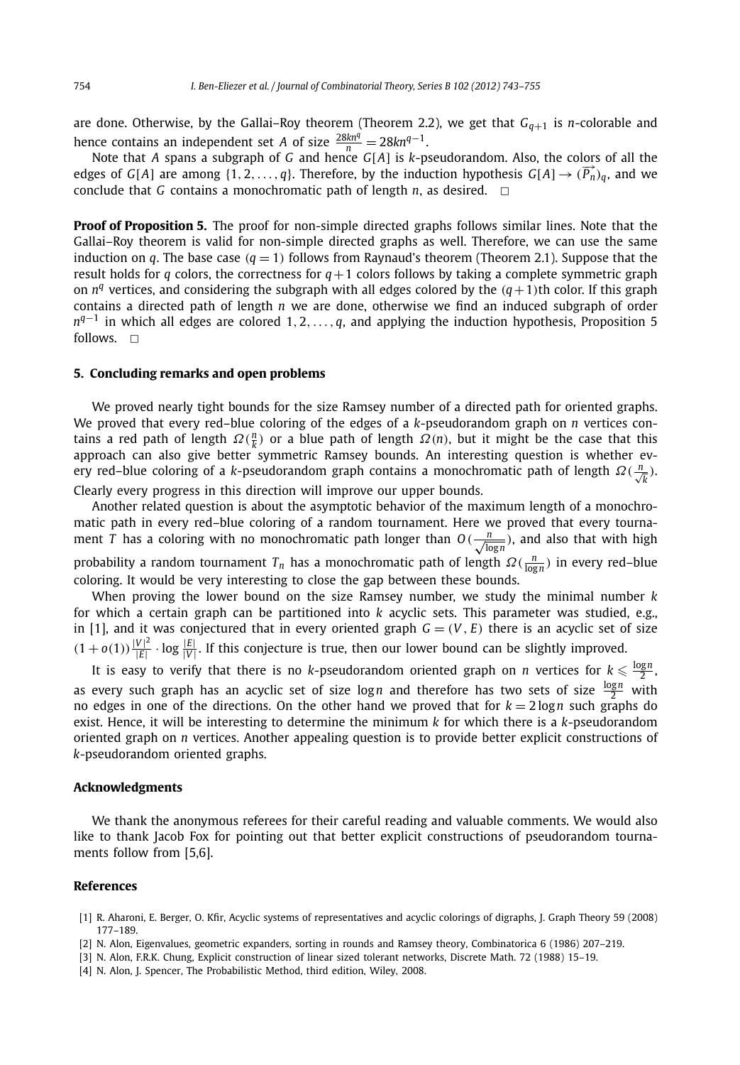are done. Otherwise, by the Gallai–Roy theorem (Theorem 2.2), we get that $G_{q+1}$ is $n$-colorable and hence contains an independent set $A$ of size $\frac{28kn^q}{n} = 28kn^{q-1}$.

Note that $A$ spans a subgraph of $G$ and hence $G[A]$ is $k$-pseudorandom. Also, the colors of all the edges of $G[A]$ are among $\{1, 2, \ldots, q\}$. Therefore, by the induction hypothesis $G[A] \to (\overrightarrow{P_n})_q$, and we conclude that $G$ contains a monochromatic path of length $n$, as desired. $\square$

**Proof of Proposition 5.** The proof for non-simple directed graphs follows similar lines. Note that the Gallai–Roy theorem is valid for non-simple directed graphs as well. Therefore, we can use the same induction on $q$. The base case ($q = 1$) follows from Raynaud's theorem (Theorem 2.1). Suppose that the result holds for $q$ colors, the correctness for $q+1$ colors follows by taking a complete symmetric graph on $n^q$ vertices, and considering the subgraph with all edges colored by the $(q+1)$th color. If this graph contains a directed path of length $n$ we are done, otherwise we find an induced subgraph of order $n^{q-1}$ in which all edges are colored $1, 2, \ldots, q$, and applying the induction hypothesis, Proposition 5 follows. $\square$

## 5. Concluding remarks and open problems

We proved nearly tight bounds for the size Ramsey number of a directed path for oriented graphs. We proved that every red–blue coloring of the edges of a $k$-pseudorandom graph on $n$ vertices contains a red path of length $\Omega(\frac{n}{k})$ or a blue path of length $\Omega(n)$, but it might be the case that this approach can also give better symmetric Ramsey bounds. An interesting question is whether every red–blue coloring of a $k$-pseudorandom graph contains a monochromatic path of length $\Omega(\frac{n}{\sqrt{k}})$. Clearly every progress in this direction will improve our upper bounds.

Another related question is about the asymptotic behavior of the maximum length of a monochromatic path in every red–blue coloring of a random tournament. Here we proved that every tournament $T$ has a coloring with no monochromatic path longer than $O(\frac{n}{\sqrt{\log n}})$, and also that with high probability a random tournament $T_n$ has a monochromatic path of length $\Omega(\frac{n}{\log n})$ in every red–blue coloring. It would be very interesting to close the gap between these bounds.

When proving the lower bound on the size Ramsey number, we study the minimal number $k$ for which a certain graph can be partitioned into $k$ acyclic sets. This parameter was studied, e.g., in [1], and it was conjectured that in every oriented graph $G = (V, E)$ there is an acyclic set of size $(1+o(1))\frac{|V|^2}{|E|} \cdot \log\frac{|E|}{|V|}$. If this conjecture is true, then our lower bound can be slightly improved.

It is easy to verify that there is no $k$-pseudorandom oriented graph on $n$ vertices for $k \leqslant \frac{\log n}{2}$, as every such graph has an acyclic set of size $\log n$ and therefore has two sets of size $\frac{\log n}{2}$ with no edges in one of the directions. On the other hand we proved that for $k = 2\log n$ such graphs do exist. Hence, it will be interesting to determine the minimum $k$ for which there is a $k$-pseudorandom oriented graph on $n$ vertices. Another appealing question is to provide better explicit constructions of $k$-pseudorandom oriented graphs.

## Acknowledgments

We thank the anonymous referees for their careful reading and valuable comments. We would also like to thank Jacob Fox for pointing out that better explicit constructions of pseudorandom tournaments follow from [5,6].

## References

[1] R. Aharoni, E. Berger, O. Kfir, Acyclic systems of representatives and acyclic colorings of digraphs, J. Graph Theory 59 (2008) 177–189.

[2] N. Alon, Eigenvalues, geometric expanders, sorting in rounds and Ramsey theory, Combinatorica 6 (1986) 207–219.

[3] N. Alon, F.R.K. Chung, Explicit construction of linear sized tolerant networks, Discrete Math. 72 (1988) 15–19.

[4] N. Alon, J. Spencer, The Probabilistic Method, third edition, Wiley, 2008.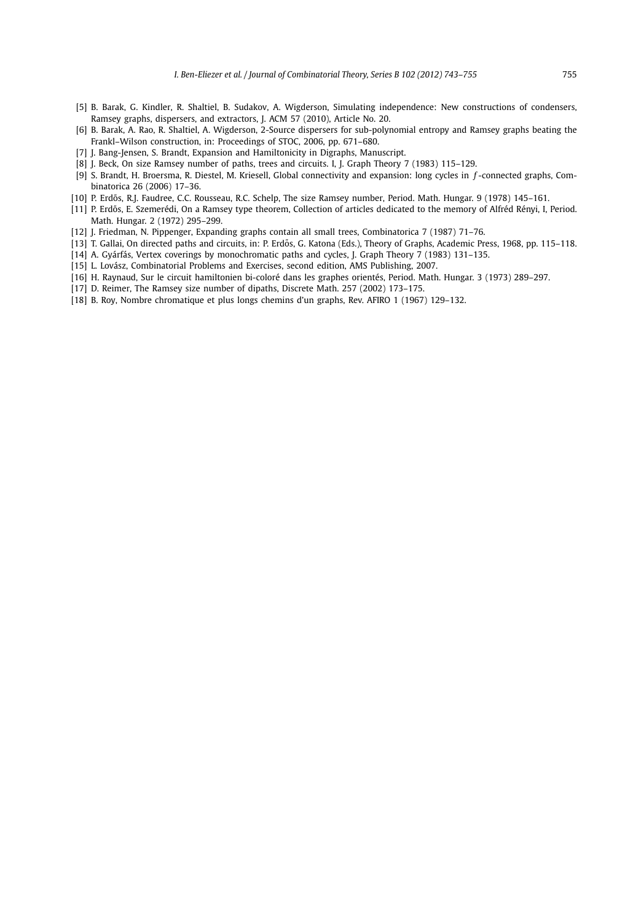[5] B. Barak, G. Kindler, R. Shaltiel, B. Sudakov, A. Wigderson, Simulating independence: New constructions of condensers, Ramsey graphs, dispersers, and extractors, J. ACM 57 (2010), Article No. 20.

[6] B. Barak, A. Rao, R. Shaltiel, A. Wigderson, 2-Source dispersers for sub-polynomial entropy and Ramsey graphs beating the Frankl–Wilson construction, in: Proceedings of STOC, 2006, pp. 671–680.

[7] J. Bang-Jensen, S. Brandt, Expansion and Hamiltonicity in Digraphs, Manuscript.

[8] J. Beck, On size Ramsey number of paths, trees and circuits. I, J. Graph Theory 7 (1983) 115–129.

[9] S. Brandt, H. Broersma, R. Diestel, M. Kriesell, Global connectivity and expansion: long cycles in $f$-connected graphs, Combinatorica 26 (2006) 17–36.

[10] P. Erdős, R.J. Faudree, C.C. Rousseau, R.C. Schelp, The size Ramsey number, Period. Math. Hungar. 9 (1978) 145–161.

[11] P. Erdős, E. Szemerédi, On a Ramsey type theorem, Collection of articles dedicated to the memory of Alfréd Rényi, I, Period. Math. Hungar. 2 (1972) 295–299.

[12] J. Friedman, N. Pippenger, Expanding graphs contain all small trees, Combinatorica 7 (1987) 71–76.

[13] T. Gallai, On directed paths and circuits, in: P. Erdős, G. Katona (Eds.), Theory of Graphs, Academic Press, 1968, pp. 115–118.

[14] A. Gyárfás, Vertex coverings by monochromatic paths and cycles, J. Graph Theory 7 (1983) 131–135.

[15] L. Lovász, Combinatorial Problems and Exercises, second edition, AMS Publishing, 2007.

[16] H. Raynaud, Sur le circuit hamiltonien bi-coloré dans les graphes orientés, Period. Math. Hungar. 3 (1973) 289–297.

[17] D. Reimer, The Ramsey size number of dipaths, Discrete Math. 257 (2002) 173–175.

[18] B. Roy, Nombre chromatique et plus longs chemins d'un graphs, Rev. AFIRO 1 (1967) 129–132.